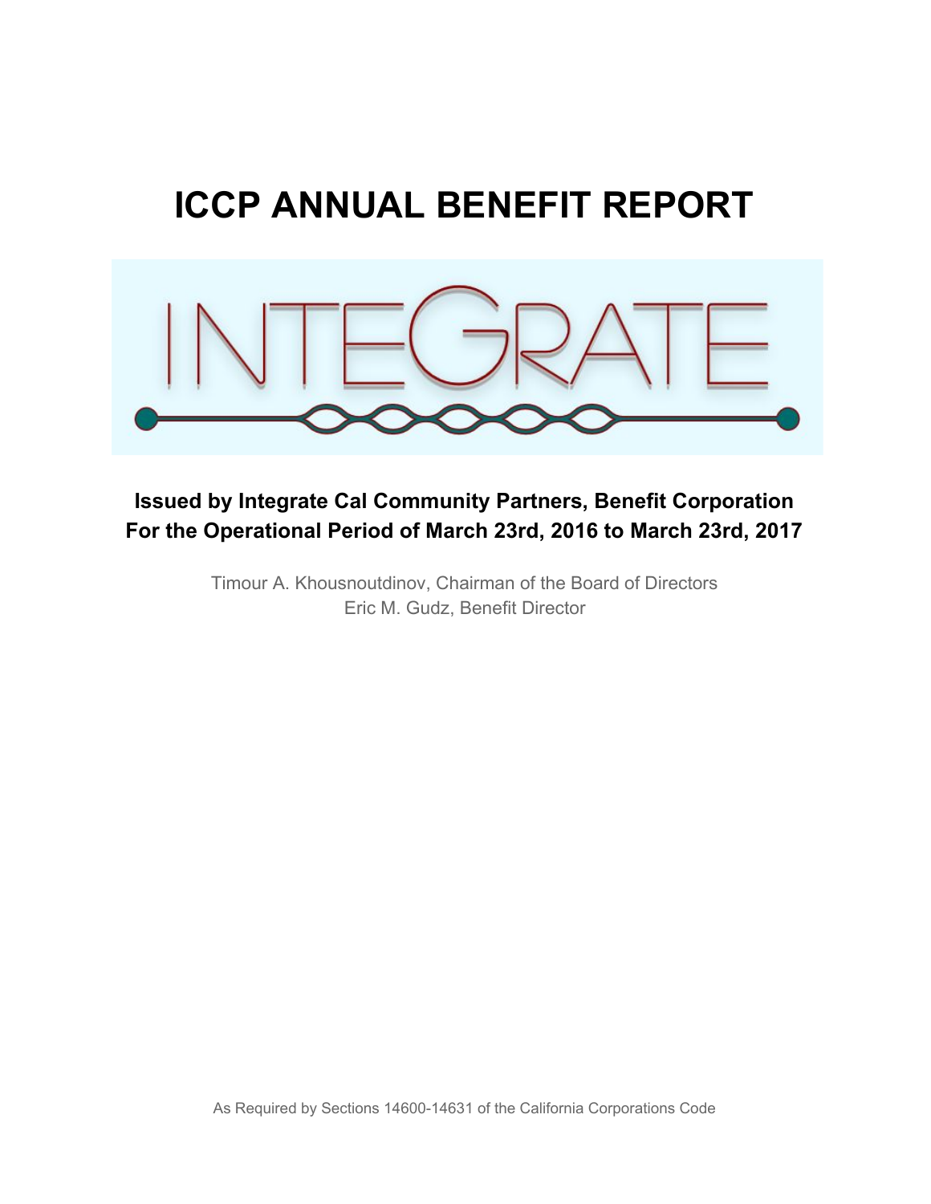# ICCP ANNUAL BENEFIT REPORT

INTEGRATE

**Issued by Integrate Cal Community Partners, Benefit Corporation**
**For the Operational Period of March 23rd, 2016 to March 23rd, 2017**

Timour A. Khousnoutdinov, Chairman of the Board of Directors
Eric M. Gudz, Benefit Director

As Required by Sections 14600-14631 of the California Corporations Code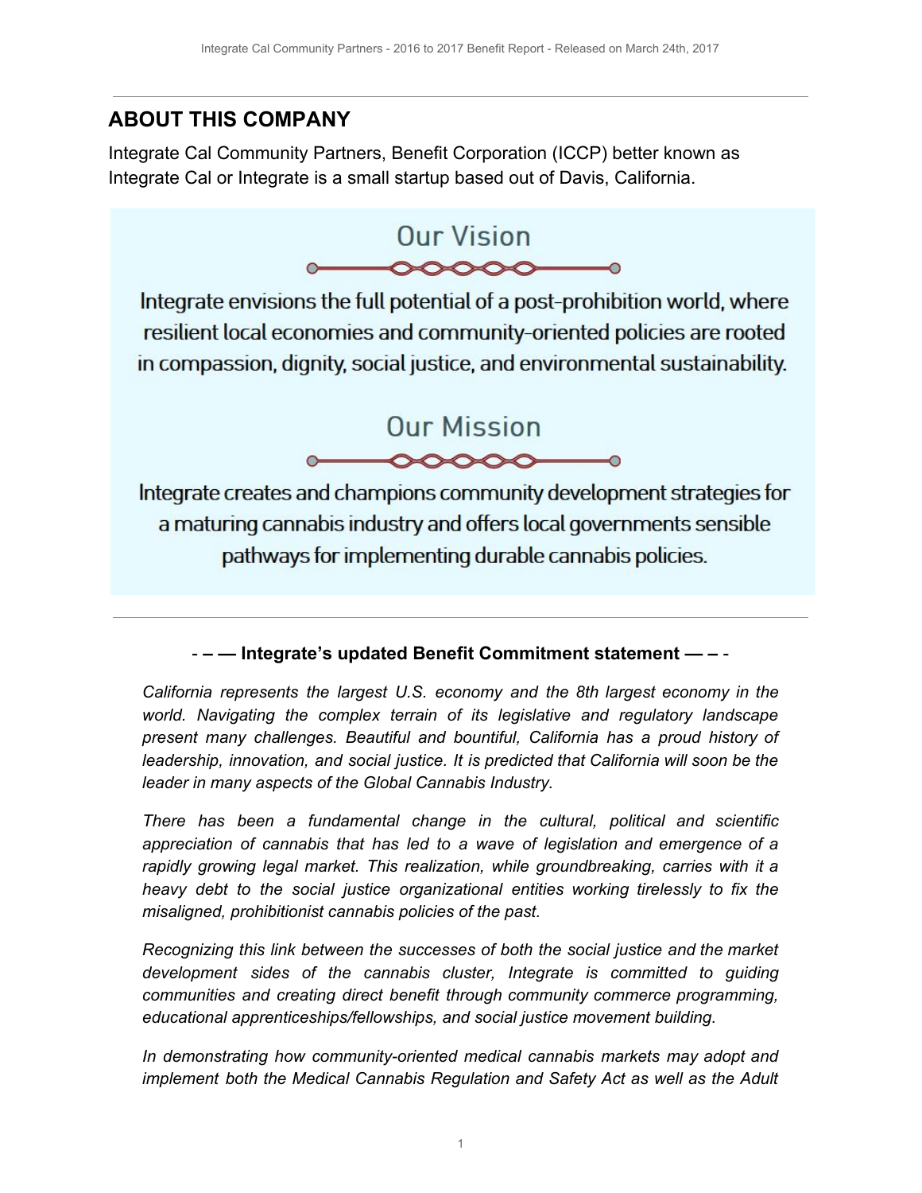## ABOUT THIS COMPANY

Integrate Cal Community Partners, Benefit Corporation (ICCP) better known as Integrate Cal or Integrate is a small startup based out of Davis, California.

### Our Vision

Integrate envisions the full potential of a post-prohibition world, where resilient local economies and community-oriented policies are rooted in compassion, dignity, social justice, and environmental sustainability.

### Our Mission

Integrate creates and champions community development strategies for a maturing cannabis industry and offers local governments sensible pathways for implementing durable cannabis policies.

---

**- – — Integrate's updated Benefit Commitment statement — – -**

*California represents the largest U.S. economy and the 8th largest economy in the world. Navigating the complex terrain of its legislative and regulatory landscape present many challenges. Beautiful and bountiful, California has a proud history of leadership, innovation, and social justice. It is predicted that California will soon be the leader in many aspects of the Global Cannabis Industry.*

*There has been a fundamental change in the cultural, political and scientific appreciation of cannabis that has led to a wave of legislation and emergence of a rapidly growing legal market. This realization, while groundbreaking, carries with it a heavy debt to the social justice organizational entities working tirelessly to fix the misaligned, prohibitionist cannabis policies of the past.*

*Recognizing this link between the successes of both the social justice and the market development sides of the cannabis cluster, Integrate is committed to guiding communities and creating direct benefit through community commerce programming, educational apprenticeships/fellowships, and social justice movement building.*

*In demonstrating how community-oriented medical cannabis markets may adopt and implement both the Medical Cannabis Regulation and Safety Act as well as the Adult*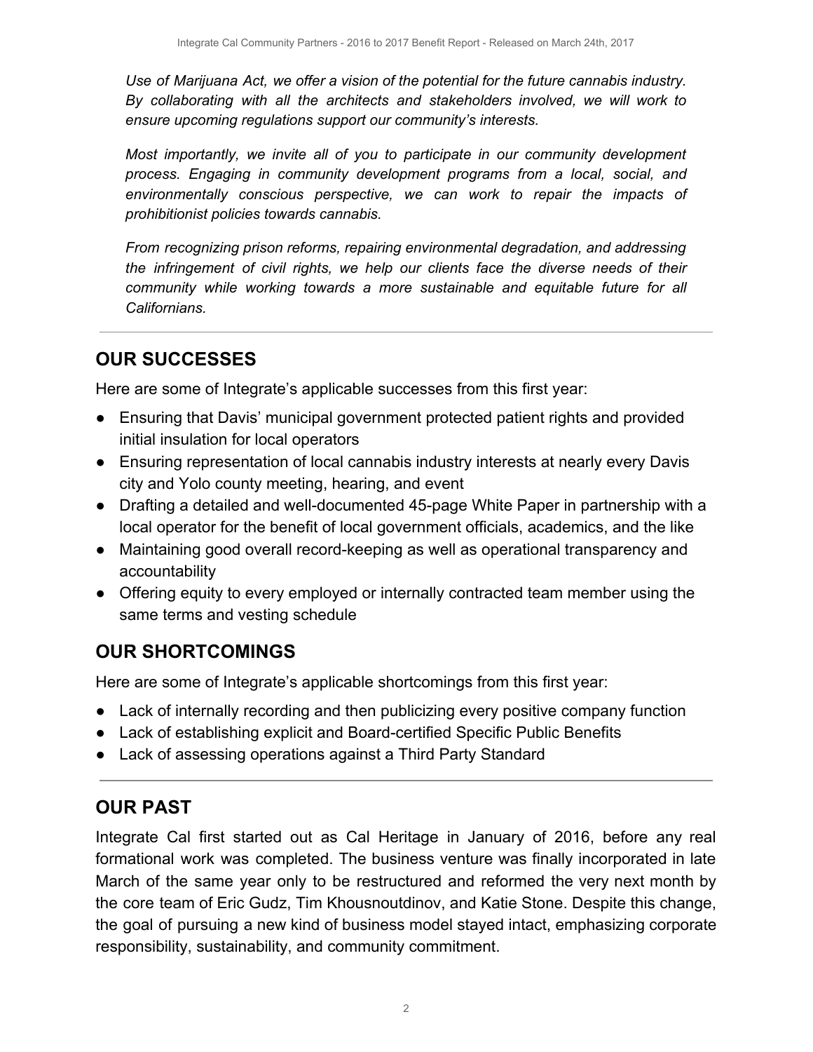*Use of Marijuana Act, we offer a vision of the potential for the future cannabis industry. By collaborating with all the architects and stakeholders involved, we will work to ensure upcoming regulations support our community's interests.*

*Most importantly, we invite all of you to participate in our community development process. Engaging in community development programs from a local, social, and environmentally conscious perspective, we can work to repair the impacts of prohibitionist policies towards cannabis.*

*From recognizing prison reforms, repairing environmental degradation, and addressing the infringement of civil rights, we help our clients face the diverse needs of their community while working towards a more sustainable and equitable future for all Californians.*

---

## OUR SUCCESSES

Here are some of Integrate's applicable successes from this first year:

- Ensuring that Davis' municipal government protected patient rights and provided initial insulation for local operators
- Ensuring representation of local cannabis industry interests at nearly every Davis city and Yolo county meeting, hearing, and event
- Drafting a detailed and well-documented 45-page White Paper in partnership with a local operator for the benefit of local government officials, academics, and the like
- Maintaining good overall record-keeping as well as operational transparency and accountability
- Offering equity to every employed or internally contracted team member using the same terms and vesting schedule

## OUR SHORTCOMINGS

Here are some of Integrate's applicable shortcomings from this first year:

- Lack of internally recording and then publicizing every positive company function
- Lack of establishing explicit and Board-certified Specific Public Benefits
- Lack of assessing operations against a Third Party Standard

---

## OUR PAST

Integrate Cal first started out as Cal Heritage in January of 2016, before any real formational work was completed. The business venture was finally incorporated in late March of the same year only to be restructured and reformed the very next month by the core team of Eric Gudz, Tim Khousnoutdinov, and Katie Stone. Despite this change, the goal of pursuing a new kind of business model stayed intact, emphasizing corporate responsibility, sustainability, and community commitment.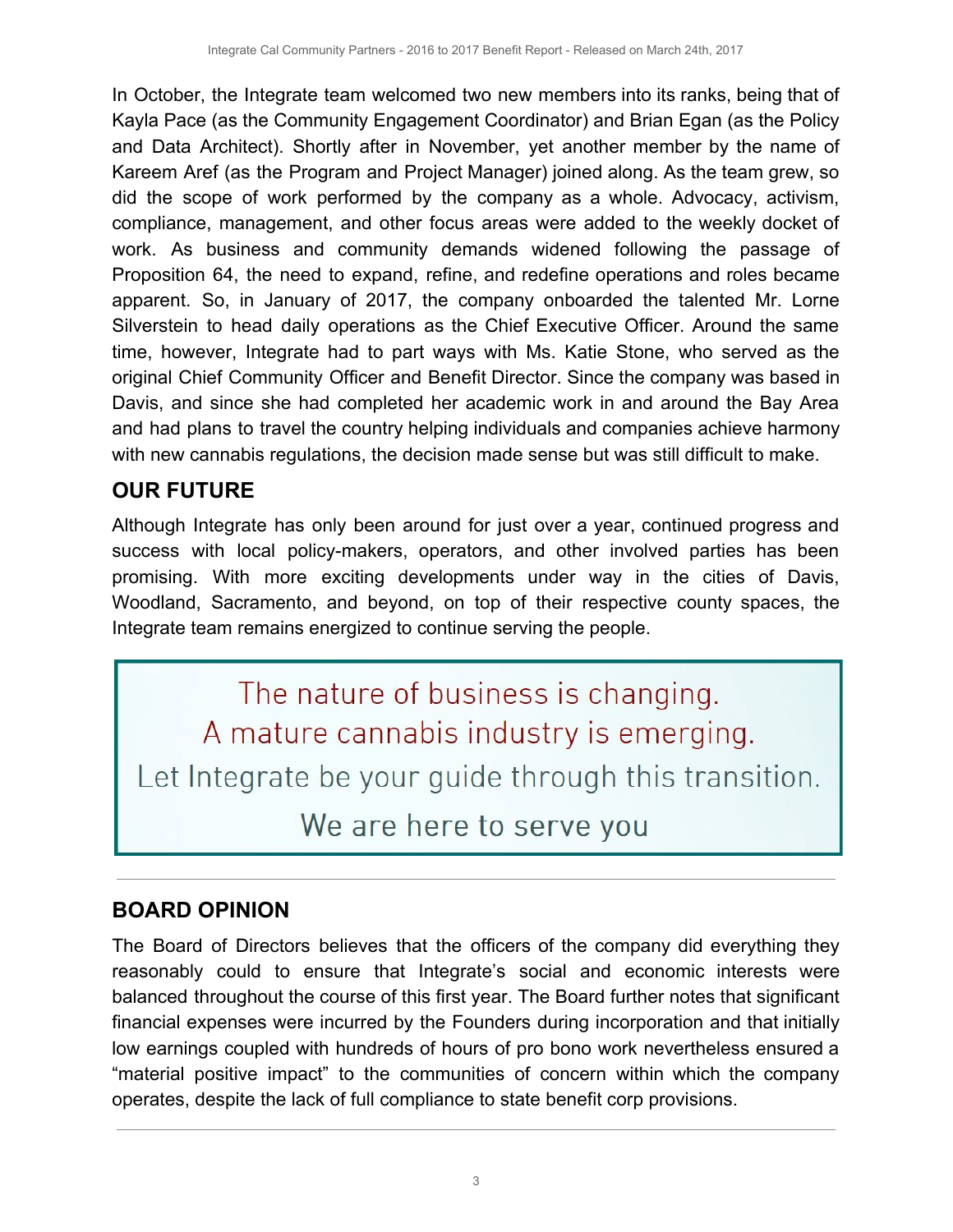In October, the Integrate team welcomed two new members into its ranks, being that of Kayla Pace (as the Community Engagement Coordinator) and Brian Egan (as the Policy and Data Architect). Shortly after in November, yet another member by the name of Kareem Aref (as the Program and Project Manager) joined along. As the team grew, so did the scope of work performed by the company as a whole. Advocacy, activism, compliance, management, and other focus areas were added to the weekly docket of work. As business and community demands widened following the passage of Proposition 64, the need to expand, refine, and redefine operations and roles became apparent. So, in January of 2017, the company onboarded the talented Mr. Lorne Silverstein to head daily operations as the Chief Executive Officer. Around the same time, however, Integrate had to part ways with Ms. Katie Stone, who served as the original Chief Community Officer and Benefit Director. Since the company was based in Davis, and since she had completed her academic work in and around the Bay Area and had plans to travel the country helping individuals and companies achieve harmony with new cannabis regulations, the decision made sense but was still difficult to make.

## OUR FUTURE

Although Integrate has only been around for just over a year, continued progress and success with local policy-makers, operators, and other involved parties has been promising. With more exciting developments under way in the cities of Davis, Woodland, Sacramento, and beyond, on top of their respective county spaces, the Integrate team remains energized to continue serving the people.

> The nature of business is changing.
> A mature cannabis industry is emerging.
> Let Integrate be your guide through this transition.
> We are here to serve you

---

## BOARD OPINION

The Board of Directors believes that the officers of the company did everything they reasonably could to ensure that Integrate's social and economic interests were balanced throughout the course of this first year. The Board further notes that significant financial expenses were incurred by the Founders during incorporation and that initially low earnings coupled with hundreds of hours of pro bono work nevertheless ensured a "material positive impact" to the communities of concern within which the company operates, despite the lack of full compliance to state benefit corp provisions.

---